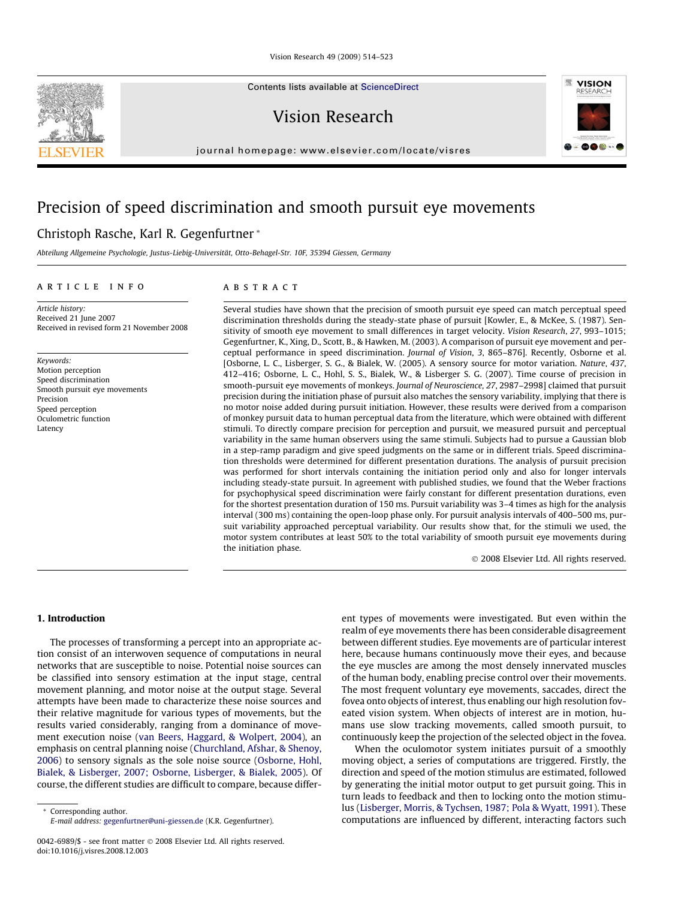# Precision of speed discrimination and smooth pursuit eye movements

Christoph Rasche, Karl R. Gegenfurtner *

Abteilung Allgemeine Psychologie, Justus-Liebig-Universität, Otto-Behagel-Str. 10F, 35394 Giessen, Germany

## ARTICLE INFO

*Article history:*
Received 21 June 2007
Received in revised form 21 November 2008

*Keywords:*
Motion perception
Speed discrimination
Smooth pursuit eye movements
Precision
Speed perception
Oculometric function
Latency

## ABSTRACT

Several studies have shown that the precision of smooth pursuit eye speed can match perceptual speed discrimination thresholds during the steady-state phase of pursuit [Kowler, E., & McKee, S. (1987). Sensitivity of smooth eye movement to small differences in target velocity. *Vision Research*, *27*, 993–1015; Gegenfurtner, K., Xing, D., Scott, B., & Hawken, M. (2003). A comparison of pursuit eye movement and perceptual performance in speed discrimination. *Journal of Vision*, *3*, 865–876]. Recently, Osborne et al. [Osborne, L. C., Lisberger, S. G., & Bialek, W. (2005). A sensory source for motor variation. *Nature*, *437*, 412–416; Osborne, L. C., Hohl, S. S., Bialek, W., & Lisberger S. G. (2007). Time course of precision in smooth-pursuit eye movements of monkeys. *Journal of Neuroscience*, *27*, 2987–2998] claimed that pursuit precision during the initiation phase of pursuit also matches the sensory variability, implying that there is no motor noise added during pursuit initiation. However, these results were derived from a comparison of monkey pursuit data to human perceptual data from the literature, which were obtained with different stimuli. To directly compare precision for perception and pursuit, we measured pursuit and perceptual variability in the same human observers using the same stimuli. Subjects had to pursue a Gaussian blob in a step-ramp paradigm and give speed judgments on the same or in different trials. Speed discrimination thresholds were determined for different presentation durations. The analysis of pursuit precision was performed for short intervals containing the initiation period only and also for longer intervals including steady-state pursuit. In agreement with published studies, we found that the Weber fractions for psychophysical speed discrimination were fairly constant for different presentation durations, even for the shortest presentation duration of 150 ms. Pursuit variability was 3–4 times as high for the analysis interval (300 ms) containing the open-loop phase only. For pursuit analysis intervals of 400–500 ms, pursuit variability approached perceptual variability. Our results show that, for the stimuli we used, the motor system contributes at least 50% to the total variability of smooth pursuit eye movements during the initiation phase.

© 2008 Elsevier Ltd. All rights reserved.

## 1. Introduction

The processes of transforming a percept into an appropriate action consist of an interwoven sequence of computations in neural networks that are susceptible to noise. Potential noise sources can be classified into sensory estimation at the input stage, central movement planning, and motor noise at the output stage. Several attempts have been made to characterize these noise sources and their relative magnitude for various types of movements, but the results varied considerably, ranging from a dominance of movement execution noise (van Beers, Haggard, & Wolpert, 2004), an emphasis on central planning noise (Churchland, Afshar, & Shenoy, 2006) to sensory signals as the sole noise source (Osborne, Hohl, Bialek, & Lisberger, 2007; Osborne, Lisberger, & Bialek, 2005). Of course, the different studies are difficult to compare, because different types of movements were investigated. But even within the realm of eye movements there has been considerable disagreement between different studies. Eye movements are of particular interest here, because humans continuously move their eyes, and because the eye muscles are among the most densely innervated muscles of the human body, enabling precise control over their movements. The most frequent voluntary eye movements, saccades, direct the fovea onto objects of interest, thus enabling our high resolution foveated vision system. When objects of interest are in motion, humans use slow tracking movements, called smooth pursuit, to continuously keep the projection of the selected object in the fovea.

When the oculomotor system initiates pursuit of a smoothly moving object, a series of computations are triggered. Firstly, the direction and speed of the motion stimulus are estimated, followed by generating the initial motor output to get pursuit going. This in turn leads to feedback and then to locking onto the motion stimulus (Lisberger, Morris, & Tychsen, 1987; Pola & Wyatt, 1991). These computations are influenced by different, interacting factors such

* Corresponding author.
E-mail address: gegenfurtner@uni-giessen.de (K.R. Gegenfurtner).

0042-6989/$ - see front matter © 2008 Elsevier Ltd. All rights reserved.
doi:10.1016/j.visres.2008.12.003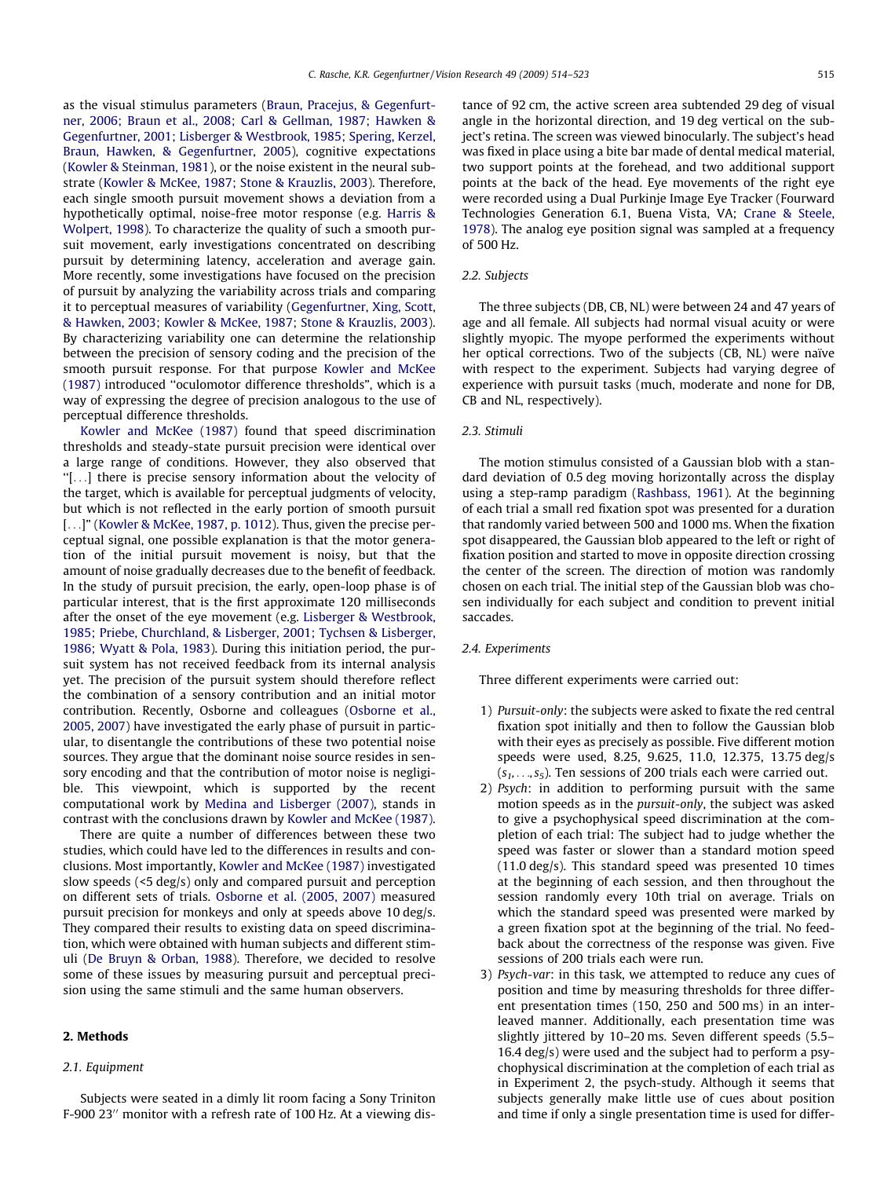as the visual stimulus parameters (Braun, Pracejus, & Gegenfurtner, 2006; Braun et al., 2008; Carl & Gellman, 1987; Hawken & Gegenfurtner, 2001; Lisberger & Westbrook, 1985; Spering, Kerzel, Braun, Hawken, & Gegenfurtner, 2005), cognitive expectations (Kowler & Steinman, 1981), or the noise existent in the neural substrate (Kowler & McKee, 1987; Stone & Krauzlis, 2003). Therefore, each single smooth pursuit movement shows a deviation from a hypothetically optimal, noise-free motor response (e.g. Harris & Wolpert, 1998). To characterize the quality of such a smooth pursuit movement, early investigations concentrated on describing pursuit by determining latency, acceleration and average gain. More recently, some investigations have focused on the precision of pursuit by analyzing the variability across trials and comparing it to perceptual measures of variability (Gegenfurtner, Xing, Scott, & Hawken, 2003; Kowler & McKee, 1987; Stone & Krauzlis, 2003). By characterizing variability one can determine the relationship between the precision of sensory coding and the precision of the smooth pursuit response. For that purpose Kowler and McKee (1987) introduced "oculomotor difference thresholds", which is a way of expressing the degree of precision analogous to the use of perceptual difference thresholds.

Kowler and McKee (1987) found that speed discrimination thresholds and steady-state pursuit precision were identical over a large range of conditions. However, they also observed that "[...] there is precise sensory information about the velocity of the target, which is available for perceptual judgments of velocity, but which is not reflected in the early portion of smooth pursuit [...]" (Kowler & McKee, 1987, p. 1012). Thus, given the precise perceptual signal, one possible explanation is that the motor generation of the initial pursuit movement is noisy, but that the amount of noise gradually decreases due to the benefit of feedback. In the study of pursuit precision, the early, open-loop phase is of particular interest, that is the first approximate 120 milliseconds after the onset of the eye movement (e.g. Lisberger & Westbrook, 1985; Priebe, Churchland, & Lisberger, 2001; Tychsen & Lisberger, 1986; Wyatt & Pola, 1983). During this initiation period, the pursuit system has not received feedback from its internal analysis yet. The precision of the pursuit system should therefore reflect the combination of a sensory contribution and an initial motor contribution. Recently, Osborne and colleagues (Osborne et al., 2005, 2007) have investigated the early phase of pursuit in particular, to disentangle the contributions of these two potential noise sources. They argue that the dominant noise source resides in sensory encoding and that the contribution of motor noise is negligible. This viewpoint, which is supported by the recent computational work by Medina and Lisberger (2007), stands in contrast with the conclusions drawn by Kowler and McKee (1987).

There are quite a number of differences between these two studies, which could have led to the differences in results and conclusions. Most importantly, Kowler and McKee (1987) investigated slow speeds (<5 deg/s) only and compared pursuit and perception on different sets of trials. Osborne et al. (2005, 2007) measured pursuit precision for monkeys and only at speeds above 10 deg/s. They compared their results to existing data on speed discrimination, which were obtained with human subjects and different stimuli (De Bruyn & Orban, 1988). Therefore, we decided to resolve some of these issues by measuring pursuit and perceptual precision using the same stimuli and the same human observers.

## 2. Methods

### 2.1. Equipment

Subjects were seated in a dimly lit room facing a Sony Triniton F-900 23″ monitor with a refresh rate of 100 Hz. At a viewing distance of 92 cm, the active screen area subtended 29 deg of visual angle in the horizontal direction, and 19 deg vertical on the subject's retina. The screen was viewed binocularly. The subject's head was fixed in place using a bite bar made of dental medical material, two support points at the forehead, and two additional support points at the back of the head. Eye movements of the right eye were recorded using a Dual Purkinje Image Eye Tracker (Fourward Technologies Generation 6.1, Buena Vista, VA; Crane & Steele, 1978). The analog eye position signal was sampled at a frequency of 500 Hz.

### 2.2. Subjects

The three subjects (DB, CB, NL) were between 24 and 47 years of age and all female. All subjects had normal visual acuity or were slightly myopic. The myope performed the experiments without her optical corrections. Two of the subjects (CB, NL) were naïve with respect to the experiment. Subjects had varying degree of experience with pursuit tasks (much, moderate and none for DB, CB and NL, respectively).

### 2.3. Stimuli

The motion stimulus consisted of a Gaussian blob with a standard deviation of 0.5 deg moving horizontally across the display using a step-ramp paradigm (Rashbass, 1961). At the beginning of each trial a small red fixation spot was presented for a duration that randomly varied between 500 and 1000 ms. When the fixation spot disappeared, the Gaussian blob appeared to the left or right of fixation position and started to move in opposite direction crossing the center of the screen. The direction of motion was randomly chosen on each trial. The initial step of the Gaussian blob was chosen individually for each subject and condition to prevent initial saccades.

### 2.4. Experiments

Three different experiments were carried out:

1) *Pursuit-only*: the subjects were asked to fixate the red central fixation spot initially and then to follow the Gaussian blob with their eyes as precisely as possible. Five different motion speeds were used, 8.25, 9.625, 11.0, 12.375, 13.75 deg/s ($s_1, \ldots, s_5$). Ten sessions of 200 trials each were carried out.
2) *Psych*: in addition to performing pursuit with the same motion speeds as in the *pursuit-only*, the subject was asked to give a psychophysical speed discrimination at the completion of each trial: The subject had to judge whether the speed was faster or slower than a standard motion speed (11.0 deg/s). This standard speed was presented 10 times at the beginning of each session, and then throughout the session randomly every 10th trial on average. Trials on which the standard speed was presented were marked by a green fixation spot at the beginning of the trial. No feedback about the correctness of the response was given. Five sessions of 200 trials each were run.
3) *Psych-var*: in this task, we attempted to reduce any cues of position and time by measuring thresholds for three different presentation times (150, 250 and 500 ms) in an interleaved manner. Additionally, each presentation time was slightly jittered by 10–20 ms. Seven different speeds (5.5–16.4 deg/s) were used and the subject had to perform a psychophysical discrimination at the completion of each trial as in Experiment 2, the psych-study. Although it seems that subjects generally make little use of cues about position and time if only a single presentation time is used for differ-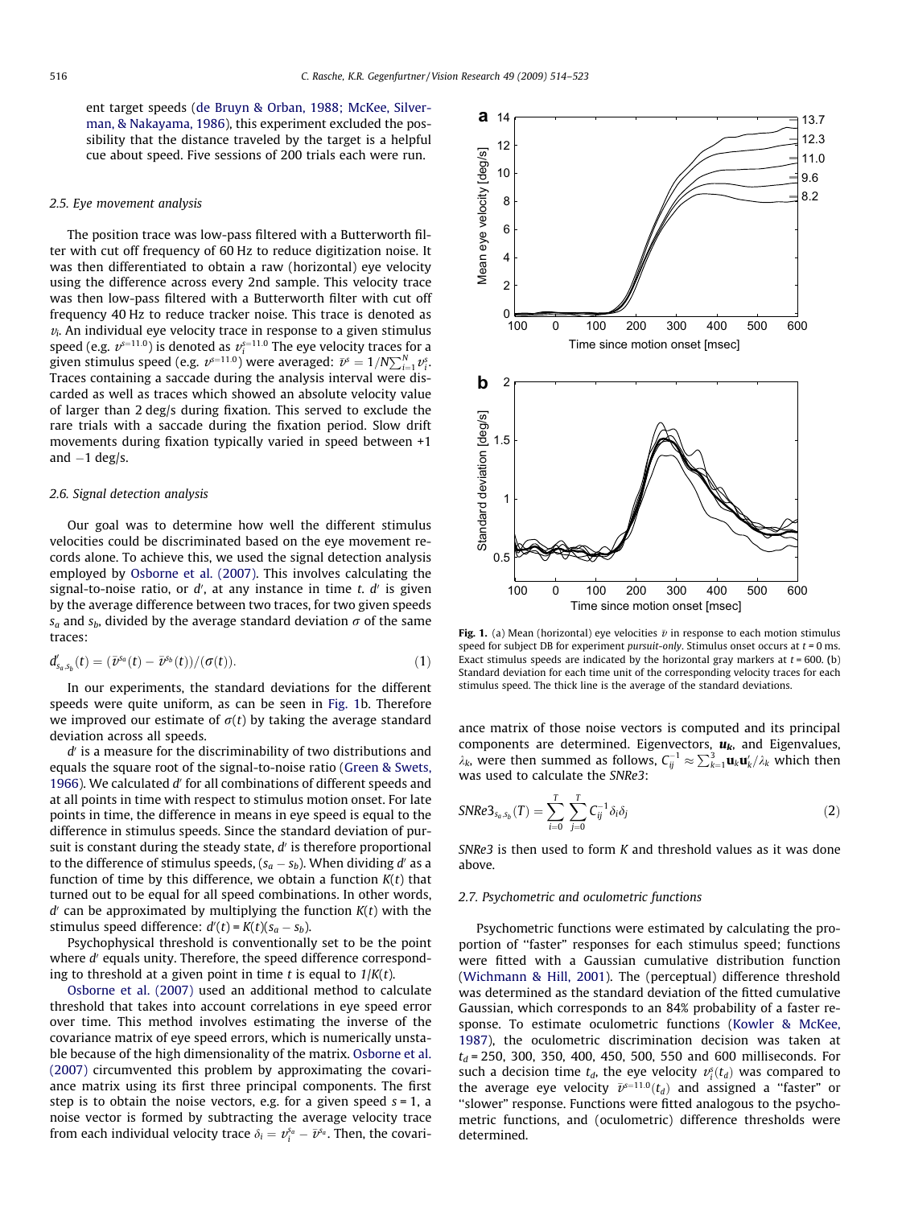ent target speeds (de Bruyn & Orban, 1988; McKee, Silverman, & Nakayama, 1986), this experiment excluded the possibility that the distance traveled by the target is a helpful cue about speed. Five sessions of 200 trials each were run.

### 2.5. Eye movement analysis

The position trace was low-pass filtered with a Butterworth filter with cut off frequency of 60 Hz to reduce digitization noise. It was then differentiated to obtain a raw (horizontal) eye velocity using the difference across every 2nd sample. This velocity trace was then low-pass filtered with a Butterworth filter with cut off frequency 40 Hz to reduce tracker noise. This trace is denoted as $v_i$. An individual eye velocity trace in response to a given stimulus speed (e.g. $v^{s=11.0}$) is denoted as $v_i^{s=11.0}$ The eye velocity traces for a given stimulus speed (e.g. $v^{s=11.0}$) were averaged: $\bar{v}^s = 1/N\sum_{i=1}^{N} v_i^s$. Traces containing a saccade during the analysis interval were discarded as well as traces which showed an absolute velocity value of larger than 2 deg/s during fixation. This served to exclude the rare trials with a saccade during the fixation period. Slow drift movements during fixation typically varied in speed between +1 and −1 deg/s.

### 2.6. Signal detection analysis

Our goal was to determine how well the different stimulus velocities could be discriminated based on the eye movement records alone. To achieve this, we used the signal detection analysis employed by Osborne et al. (2007). This involves calculating the signal-to-noise ratio, or $d'$, at any instance in time $t$. $d'$ is given by the average difference between two traces, for two given speeds $s_a$ and $s_b$, divided by the average standard deviation $\sigma$ of the same traces:

$$d'_{s_a,s_b}(t) = (\bar{v}^{s_a}(t) - \bar{v}^{s_b}(t))/(\sigma(t)). \quad (1)$$

In our experiments, the standard deviations for the different speeds were quite uniform, as can be seen in Fig. 1b. Therefore we improved our estimate of $\sigma(t)$ by taking the average standard deviation across all speeds.

$d'$ is a measure for the discriminability of two distributions and equals the square root of the signal-to-noise ratio (Green & Swets, 1966). We calculated $d'$ for all combinations of different speeds and at all points in time with respect to stimulus motion onset. For late points in time, the difference in means in eye speed is equal to the difference in stimulus speeds. Since the standard deviation of pursuit is constant during the steady state, $d'$ is therefore proportional to the difference of stimulus speeds, $(s_a - s_b)$. When dividing $d'$ as a function of time by this difference, we obtain a function $K(t)$ that turned out to be equal for all speed combinations. In other words, $d'$ can be approximated by multiplying the function $K(t)$ with the stimulus speed difference: $d'(t) = K(t)(s_a - s_b)$.

Psychophysical threshold is conventionally set to be the point where $d'$ equals unity. Therefore, the speed difference corresponding to threshold at a given point in time $t$ is equal to $1/K(t)$.

Osborne et al. (2007) used an additional method to calculate threshold that takes into account correlations in eye speed error over time. This method involves estimating the inverse of the covariance matrix of eye speed errors, which is numerically unstable because of the high dimensionality of the matrix. Osborne et al. (2007) circumvented this problem by approximating the covariance matrix using its first three principal components. The first step is to obtain the noise vectors, e.g. for a given speed $s = 1$, a noise vector is formed by subtracting the average velocity trace from each individual velocity trace $\delta_i = v_i^{s_a} - \bar{v}^{s_a}$. Then, the covariance matrix of those noise vectors is computed and its principal components are determined. Eigenvectors, $\mathbf{u_k}$, and Eigenvalues, $\lambda_k$, were then summed as follows, $C_{ij}^{-1} \approx \sum_{k=1}^{3} \mathbf{u}_k \mathbf{u}'_k/\lambda_k$ which then was used to calculate the *SNRe3*:

$$SNRe3_{s_a,s_b}(T) = \sum_{i=0}^{T}\sum_{j=0}^{T} C_{ij}^{-1}\delta_i\delta_j \quad (2)$$

*SNRe3* is then used to form $K$ and threshold values as it was done above.

Fig. 1. (a) Mean (horizontal) eye velocities $\bar{v}$ in response to each motion stimulus speed for subject DB for experiment *pursuit-only*. Stimulus onset occurs at $t$ = 0 ms. Exact stimulus speeds are indicated by the horizontal gray markers at $t$ = 600. (b) Standard deviation for each time unit of the corresponding velocity traces for each stimulus speed. The thick line is the average of the standard deviations.

### 2.7. Psychometric and oculometric functions

Psychometric functions were estimated by calculating the proportion of "faster" responses for each stimulus speed; functions were fitted with a Gaussian cumulative distribution function (Wichmann & Hill, 2001). The (perceptual) difference threshold was determined as the standard deviation of the fitted cumulative Gaussian, which corresponds to an 84% probability of a faster response. To estimate oculometric functions (Kowler & McKee, 1987), the oculometric discrimination decision was taken at $t_d$ = 250, 300, 350, 400, 450, 500, 550 and 600 milliseconds. For such a decision time $t_d$, the eye velocity $v_i^s(t_d)$ was compared to the average eye velocity $\bar{v}^{s=11.0}(t_d)$ and assigned a "faster" or "slower" response. Functions were fitted analogous to the psychometric functions, and (oculometric) difference thresholds were determined.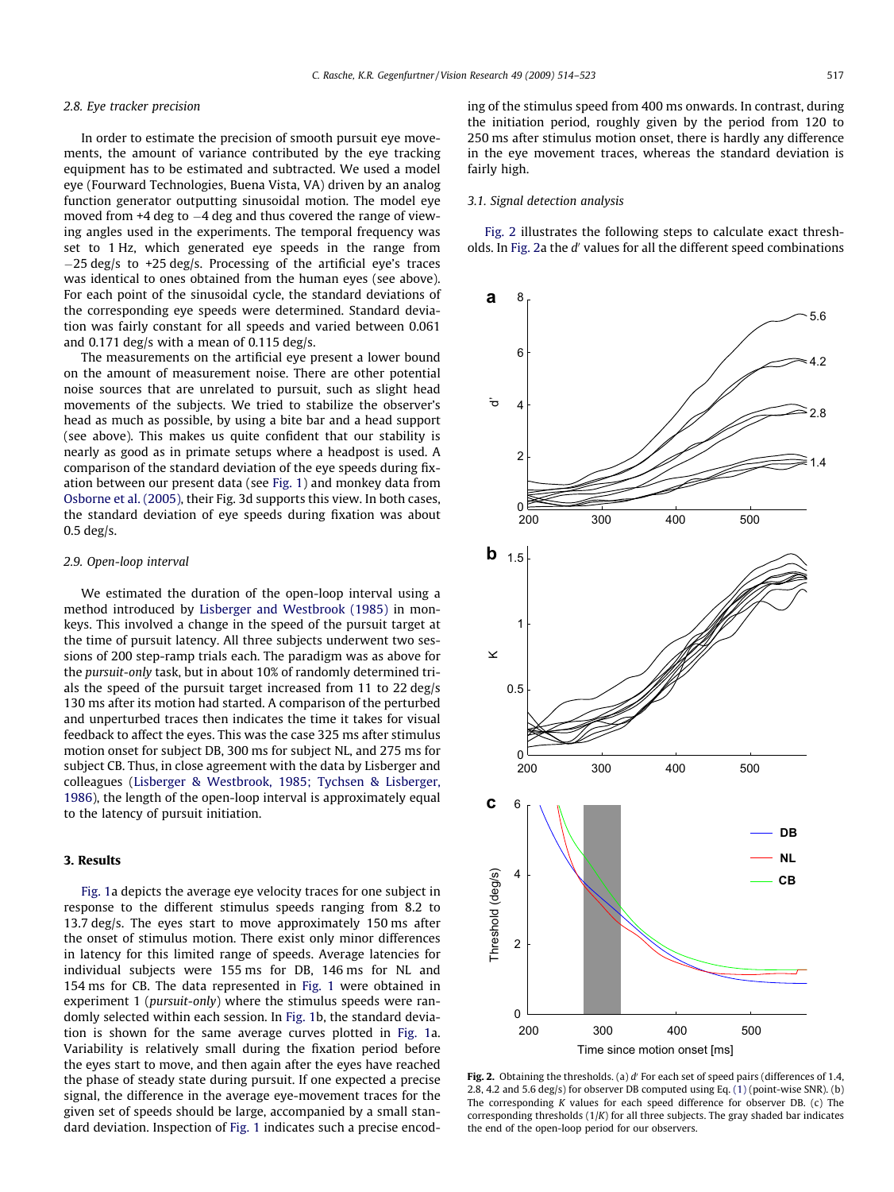### 2.8. Eye tracker precision

In order to estimate the precision of smooth pursuit eye movements, the amount of variance contributed by the eye tracking equipment has to be estimated and subtracted. We used a model eye (Fourward Technologies, Buena Vista, VA) driven by an analog function generator outputting sinusoidal motion. The model eye moved from +4 deg to −4 deg and thus covered the range of viewing angles used in the experiments. The temporal frequency was set to 1 Hz, which generated eye speeds in the range from −25 deg/s to +25 deg/s. Processing of the artificial eye's traces was identical to ones obtained from the human eyes (see above). For each point of the sinusoidal cycle, the standard deviations of the corresponding eye speeds were determined. Standard deviation was fairly constant for all speeds and varied between 0.061 and 0.171 deg/s with a mean of 0.115 deg/s.

The measurements on the artificial eye present a lower bound on the amount of measurement noise. There are other potential noise sources that are unrelated to pursuit, such as slight head movements of the subjects. We tried to stabilize the observer's head as much as possible, by using a bite bar and a head support (see above). This makes us quite confident that our stability is nearly as good as in primate setups where a headpost is used. A comparison of the standard deviation of the eye speeds during fixation between our present data (see Fig. 1) and monkey data from Osborne et al. (2005), their Fig. 3d supports this view. In both cases, the standard deviation of eye speeds during fixation was about 0.5 deg/s.

### 2.9. Open-loop interval

We estimated the duration of the open-loop interval using a method introduced by Lisberger and Westbrook (1985) in monkeys. This involved a change in the speed of the pursuit target at the time of pursuit latency. All three subjects underwent two sessions of 200 step-ramp trials each. The paradigm was as above for the *pursuit-only* task, but in about 10% of randomly determined trials the speed of the pursuit target increased from 11 to 22 deg/s 130 ms after its motion had started. A comparison of the perturbed and unperturbed traces then indicates the time it takes for visual feedback to affect the eyes. This was the case 325 ms after stimulus motion onset for subject DB, 300 ms for subject NL, and 275 ms for subject CB. Thus, in close agreement with the data by Lisberger and colleagues (Lisberger & Westbrook, 1985; Tychsen & Lisberger, 1986), the length of the open-loop interval is approximately equal to the latency of pursuit initiation.

## 3. Results

Fig. 1a depicts the average eye velocity traces for one subject in response to the different stimulus speeds ranging from 8.2 to 13.7 deg/s. The eyes start to move approximately 150 ms after the onset of stimulus motion. There exist only minor differences in latency for this limited range of speeds. Average latencies for individual subjects were 155 ms for DB, 146 ms for NL and 154 ms for CB. The data represented in Fig. 1 were obtained in experiment 1 (*pursuit-only*) where the stimulus speeds were randomly selected within each session. In Fig. 1b, the standard deviation is shown for the same average curves plotted in Fig. 1a. Variability is relatively small during the fixation period before the eyes start to move, and then again after the eyes have reached the phase of steady state during pursuit. If one expected a precise signal, the difference in the average eye-movement traces for the given set of speeds should be large, accompanied by a small standard deviation. Inspection of Fig. 1 indicates such a precise encoding of the stimulus speed from 400 ms onwards. In contrast, during the initiation period, roughly given by the period from 120 to 250 ms after stimulus motion onset, there is hardly any difference in the eye movement traces, whereas the standard deviation is fairly high.

### 3.1. Signal detection analysis

Fig. 2 illustrates the following steps to calculate exact thresholds. In Fig. 2a the $d'$ values for all the different speed combinations

**Fig. 2.** Obtaining the thresholds. (a) $d'$ For each set of speed pairs (differences of 1.4, 2.8, 4.2 and 5.6 deg/s) for observer DB computed using Eq. (1) (point-wise SNR). (b) The corresponding $K$ values for each speed difference for observer DB. (c) The corresponding thresholds ($1/K$) for all three subjects. The gray shaded bar indicates the end of the open-loop period for our observers.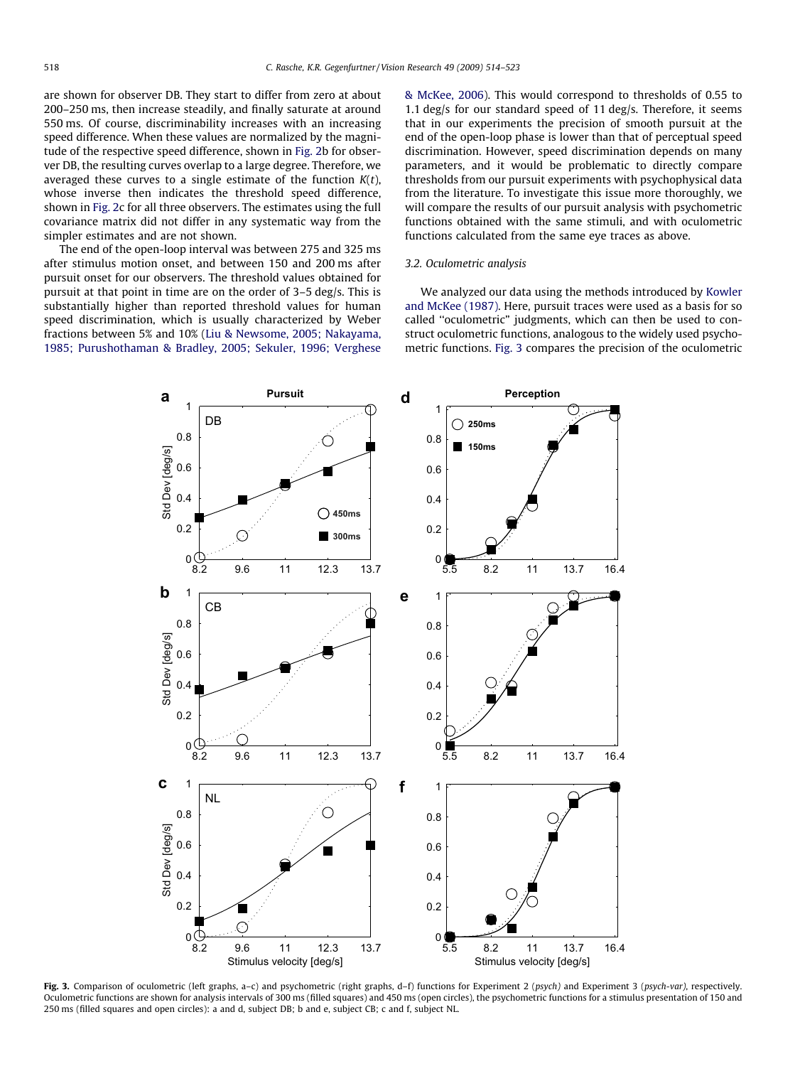are shown for observer DB. They start to differ from zero at about 200–250 ms, then increase steadily, and finally saturate at around 550 ms. Of course, discriminability increases with an increasing speed difference. When these values are normalized by the magnitude of the respective speed difference, shown in Fig. 2b for observer DB, the resulting curves overlap to a large degree. Therefore, we averaged these curves to a single estimate of the function $K(t)$, whose inverse then indicates the threshold speed difference, shown in Fig. 2c for all three observers. The estimates using the full covariance matrix did not differ in any systematic way from the simpler estimates and are not shown.

The end of the open-loop interval was between 275 and 325 ms after stimulus motion onset, and between 150 and 200 ms after pursuit onset for our observers. The threshold values obtained for pursuit at that point in time are on the order of 3–5 deg/s. This is substantially higher than reported threshold values for human speed discrimination, which is usually characterized by Weber fractions between 5% and 10% (Liu & Newsome, 2005; Nakayama, 1985; Purushothaman & Bradley, 2005; Sekuler, 1996; Verghese & McKee, 2006). This would correspond to thresholds of 0.55 to 1.1 deg/s for our standard speed of 11 deg/s. Therefore, it seems that in our experiments the precision of smooth pursuit at the end of the open-loop phase is lower than that of perceptual speed discrimination. However, speed discrimination depends on many parameters, and it would be problematic to directly compare thresholds from our pursuit experiments with psychophysical data from the literature. To investigate this issue more thoroughly, we will compare the results of our pursuit analysis with psychometric functions obtained with the same stimuli, and with oculometric functions calculated from the same eye traces as above.

### 3.2. Oculometric analysis

We analyzed our data using the methods introduced by Kowler and McKee (1987). Here, pursuit traces were used as a basis for so called "oculometric" judgments, which can then be used to construct oculometric functions, analogous to the widely used psychometric functions. Fig. 3 compares the precision of the oculometric

**Fig. 3.** Comparison of oculometric (left graphs, a–c) and psychometric (right graphs, d–f) functions for Experiment 2 (*psych*) and Experiment 3 (*psych-var*), respectively. Oculometric functions are shown for analysis intervals of 300 ms (filled squares) and 450 ms (open circles), the psychometric functions for a stimulus presentation of 150 and 250 ms (filled squares and open circles): a and d, subject DB; b and e, subject CB; c and f, subject NL.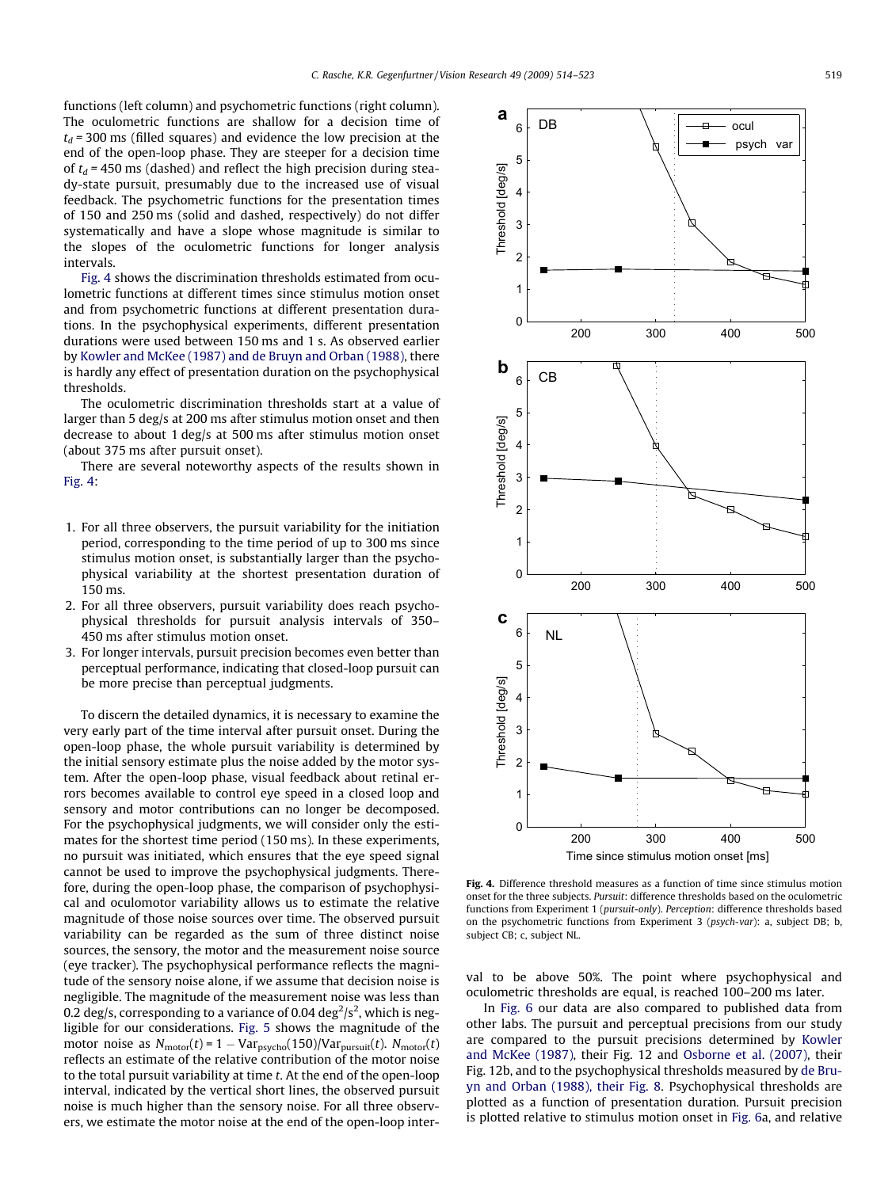functions (left column) and psychometric functions (right column). The oculometric functions are shallow for a decision time of $t_d = 300$ ms (filled squares) and evidence the low precision at the end of the open-loop phase. They are steeper for a decision time of $t_d = 450$ ms (dashed) and reflect the high precision during steady-state pursuit, presumably due to the increased use of visual feedback. The psychometric functions for the presentation times of 150 and 250 ms (solid and dashed, respectively) do not differ systematically and have a slope whose magnitude is similar to the slopes of the oculometric functions for longer analysis intervals.

Fig. 4 shows the discrimination thresholds estimated from oculometric functions at different times since stimulus motion onset and from psychometric functions at different presentation durations. In the psychophysical experiments, different presentation durations were used between 150 ms and 1 s. As observed earlier by Kowler and McKee (1987) and de Bruyn and Orban (1988), there is hardly any effect of presentation duration on the psychophysical thresholds.

The oculometric discrimination thresholds start at a value of larger than 5 deg/s at 200 ms after stimulus motion onset and then decrease to about 1 deg/s at 500 ms after stimulus motion onset (about 375 ms after pursuit onset).

There are several noteworthy aspects of the results shown in Fig. 4:

1. For all three observers, the pursuit variability for the initiation period, corresponding to the time period of up to 300 ms since stimulus motion onset, is substantially larger than the psychophysical variability at the shortest presentation duration of 150 ms.
2. For all three observers, pursuit variability does reach psychophysical thresholds for pursuit analysis intervals of 350–450 ms after stimulus motion onset.
3. For longer intervals, pursuit precision becomes even better than perceptual performance, indicating that closed-loop pursuit can be more precise than perceptual judgments.

To discern the detailed dynamics, it is necessary to examine the very early part of the time interval after pursuit onset. During the open-loop phase, the whole pursuit variability is determined by the initial sensory estimate plus the noise added by the motor system. After the open-loop phase, visual feedback about retinal errors becomes available to control eye speed in a closed loop and sensory and motor contributions can no longer be decomposed. For the psychophysical judgments, we will consider only the estimates for the shortest time period (150 ms). In these experiments, no pursuit was initiated, which ensures that the eye speed signal cannot be used to improve the psychophysical judgments. Therefore, during the open-loop phase, the comparison of psychophysical and oculomotor variability allows us to estimate the relative magnitude of those noise sources over time. The observed pursuit variability can be regarded as the sum of three distinct noise sources, the sensory, the motor and the measurement noise source (eye tracker). The psychophysical performance reflects the magnitude of the sensory noise alone, if we assume that decision noise is negligible. The magnitude of the measurement noise was less than 0.2 deg/s, corresponding to a variance of 0.04 deg$^2$/s$^2$, which is negligible for our considerations. Fig. 5 shows the magnitude of the motor noise as $N_{\text{motor}}(t) = 1 - \text{Var}_{\text{psycho}}(150)/\text{Var}_{\text{pursuit}}(t)$. $N_{\text{motor}}(t)$ reflects an estimate of the relative contribution of the motor noise to the total pursuit variability at time $t$. At the end of the open-loop interval, indicated by the vertical short lines, the observed pursuit noise is much higher than the sensory noise. For all three observers, we estimate the motor noise at the end of the open-loop interval to be above 50%. The point where psychophysical and oculometric thresholds are equal, is reached 100–200 ms later.

**Fig. 4.** Difference threshold measures as a function of time since stimulus motion onset for the three subjects. *Pursuit*: difference thresholds based on the oculometric functions from Experiment 1 (*pursuit-only*). *Perception*: difference thresholds based on the psychometric functions from Experiment 3 (*psych-var*): a, subject DB; b, subject CB; c, subject NL.

In Fig. 6 our data are also compared to published data from other labs. The pursuit and perceptual precisions from our study are compared to the pursuit precisions determined by Kowler and McKee (1987), their Fig. 12 and Osborne et al. (2007), their Fig. 12b, and to the psychophysical thresholds measured by de Bruyn and Orban (1988), their Fig. 8. Psychophysical thresholds are plotted as a function of presentation duration. Pursuit precision is plotted relative to stimulus motion onset in Fig. 6a, and relative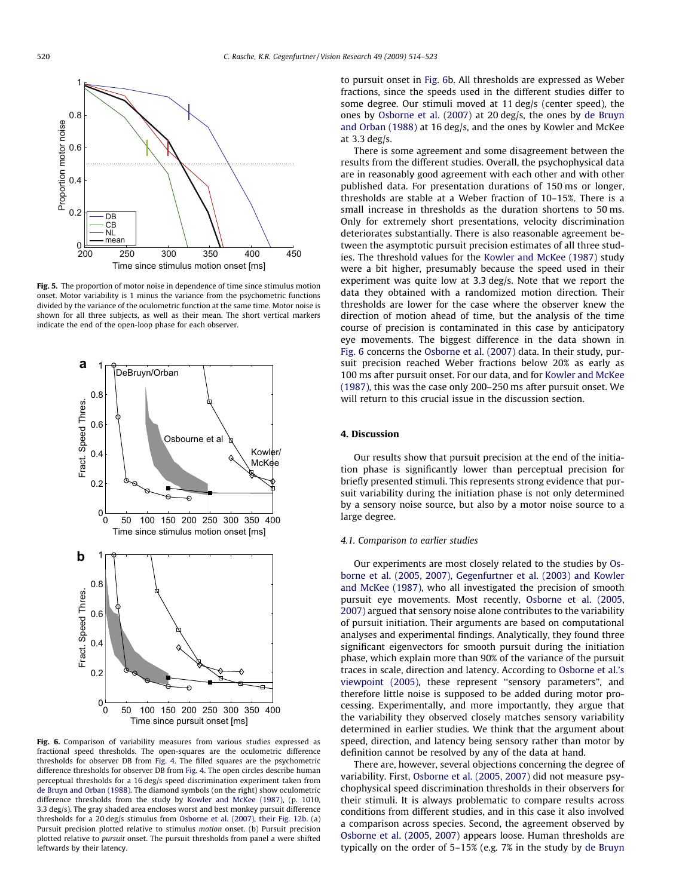Fig. 5. The proportion of motor noise in dependence of time since stimulus motion onset. Motor variability is 1 minus the variance from the psychometric functions divided by the variance of the oculometric function at the same time. Motor noise is shown for all three subjects, as well as their mean. The short vertical markers indicate the end of the open-loop phase for each observer.

Fig. 6. Comparison of variability measures from various studies expressed as fractional speed thresholds. The open-squares are the oculometric difference thresholds for observer DB from Fig. 4. The filled squares are the psychometric difference thresholds for observer DB from Fig. 4. The open circles describe human perceptual thresholds for a 16 deg/s speed discrimination experiment taken from de Bruyn and Orban (1988). The diamond symbols (on the right) show oculometric difference thresholds from the study by Kowler and McKee (1987), (p. 1010, 3.3 deg/s). The gray shaded area encloses worst and best monkey pursuit difference thresholds for a 20 deg/s stimulus from Osborne et al. (2007), their Fig. 12b. (a) Pursuit precision plotted relative to stimulus *motion* onset. (b) Pursuit precision plotted relative to *pursuit* onset. The pursuit thresholds from panel a were shifted leftwards by their latency.

to pursuit onset in Fig. 6b. All thresholds are expressed as Weber fractions, since the speeds used in the different studies differ to some degree. Our stimuli moved at 11 deg/s (center speed), the ones by Osborne et al. (2007) at 20 deg/s, the ones by de Bruyn and Orban (1988) at 16 deg/s, and the ones by Kowler and McKee at 3.3 deg/s.

There is some agreement and some disagreement between the results from the different studies. Overall, the psychophysical data are in reasonably good agreement with each other and with other published data. For presentation durations of 150 ms or longer, thresholds are stable at a Weber fraction of 10–15%. There is a small increase in thresholds as the duration shortens to 50 ms. Only for extremely short presentations, velocity discrimination deteriorates substantially. There is also reasonable agreement between the asymptotic pursuit precision estimates of all three studies. The threshold values for the Kowler and McKee (1987) study were a bit higher, presumably because the speed used in their experiment was quite low at 3.3 deg/s. Note that we report the data they obtained with a randomized motion direction. Their thresholds are lower for the case where the observer knew the direction of motion ahead of time, but the analysis of the time course of precision is contaminated in this case by anticipatory eye movements. The biggest difference in the data shown in Fig. 6 concerns the Osborne et al. (2007) data. In their study, pursuit precision reached Weber fractions below 20% as early as 100 ms after pursuit onset. For our data, and for Kowler and McKee (1987), this was the case only 200–250 ms after pursuit onset. We will return to this crucial issue in the discussion section.

## 4. Discussion

Our results show that pursuit precision at the end of the initiation phase is significantly lower than perceptual precision for briefly presented stimuli. This represents strong evidence that pursuit variability during the initiation phase is not only determined by a sensory noise source, but also by a motor noise source to a large degree.

### 4.1. Comparison to earlier studies

Our experiments are most closely related to the studies by Osborne et al. (2005, 2007), Gegenfurtner et al. (2003) and Kowler and McKee (1987), who all investigated the precision of smooth pursuit eye movements. Most recently, Osborne et al. (2005, 2007) argued that sensory noise alone contributes to the variability of pursuit initiation. Their arguments are based on computational analyses and experimental findings. Analytically, they found three significant eigenvectors for smooth pursuit during the initiation phase, which explain more than 90% of the variance of the pursuit traces in scale, direction and latency. According to Osborne et al.'s viewpoint (2005), these represent "sensory parameters", and therefore little noise is supposed to be added during motor processing. Experimentally, and more importantly, they argue that the variability they observed closely matches sensory variability determined in earlier studies. We think that the argument about speed, direction, and latency being sensory rather than motor by definition cannot be resolved by any of the data at hand.

There are, however, several objections concerning the degree of variability. First, Osborne et al. (2005, 2007) did not measure psychophysical speed discrimination thresholds in their observers for their stimuli. It is always problematic to compare results across conditions from different studies, and in this case it also involved a comparison across species. Second, the agreement observed by Osborne et al. (2005, 2007) appears loose. Human thresholds are typically on the order of 5–15% (e.g. 7% in the study by de Bruyn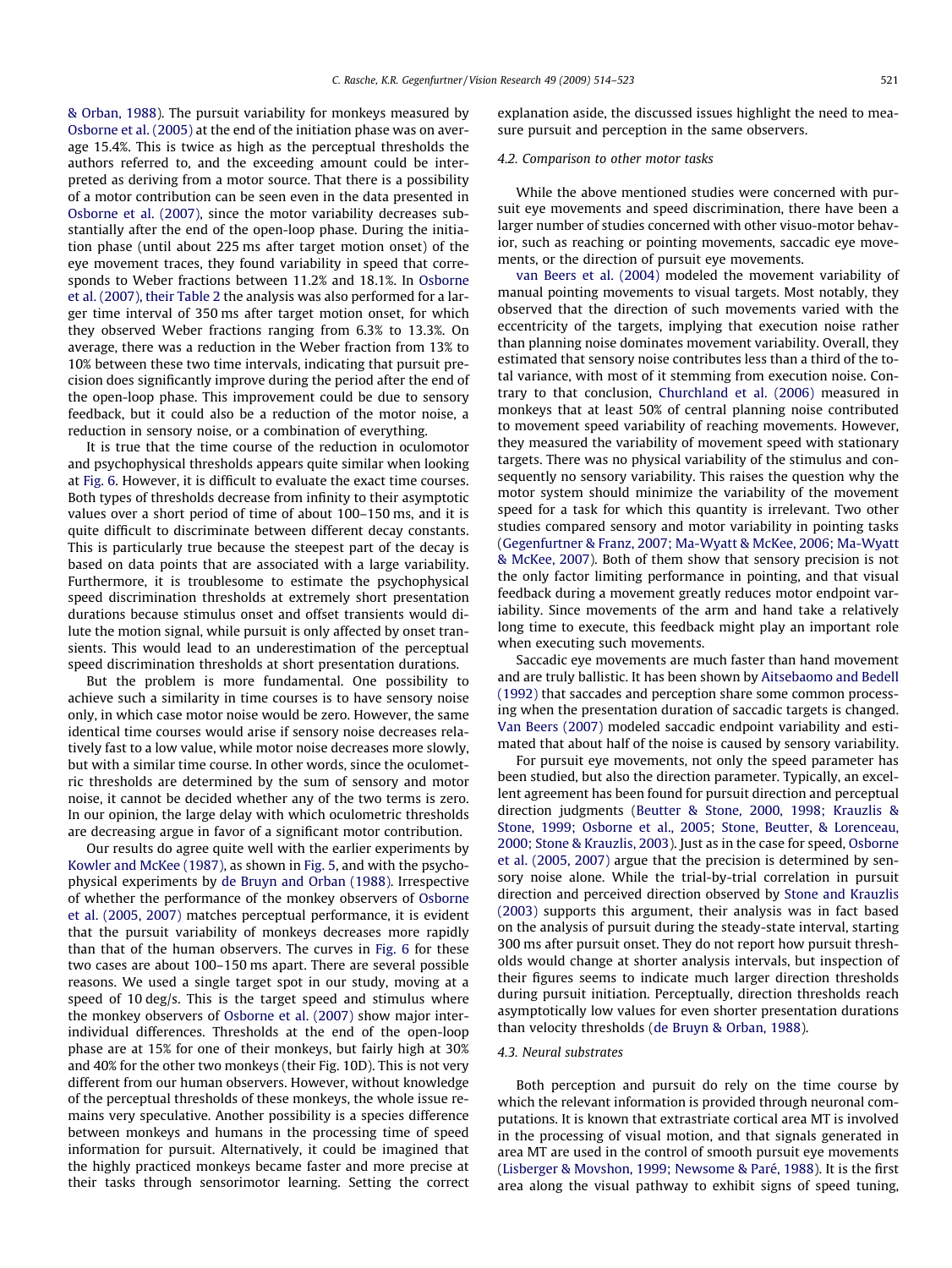& Orban, 1988). The pursuit variability for monkeys measured by Osborne et al. (2005) at the end of the initiation phase was on average 15.4%. This is twice as high as the perceptual thresholds the authors referred to, and the exceeding amount could be interpreted as deriving from a motor source. That there is a possibility of a motor contribution can be seen even in the data presented in Osborne et al. (2007), since the motor variability decreases substantially after the end of the open-loop phase. During the initiation phase (until about 225 ms after target motion onset) of the eye movement traces, they found variability in speed that corresponds to Weber fractions between 11.2% and 18.1%. In Osborne et al. (2007), their Table 2 the analysis was also performed for a larger time interval of 350 ms after target motion onset, for which they observed Weber fractions ranging from 6.3% to 13.3%. On average, there was a reduction in the Weber fraction from 13% to 10% between these two time intervals, indicating that pursuit precision does significantly improve during the period after the end of the open-loop phase. This improvement could be due to sensory feedback, but it could also be a reduction of the motor noise, a reduction in sensory noise, or a combination of everything.

It is true that the time course of the reduction in oculomotor and psychophysical thresholds appears quite similar when looking at Fig. 6. However, it is difficult to evaluate the exact time courses. Both types of thresholds decrease from infinity to their asymptotic values over a short period of time of about 100–150 ms, and it is quite difficult to discriminate between different decay constants. This is particularly true because the steepest part of the decay is based on data points that are associated with a large variability. Furthermore, it is troublesome to estimate the psychophysical speed discrimination thresholds at extremely short presentation durations because stimulus onset and offset transients would dilute the motion signal, while pursuit is only affected by onset transients. This would lead to an underestimation of the perceptual speed discrimination thresholds at short presentation durations.

But the problem is more fundamental. One possibility to achieve such a similarity in time courses is to have sensory noise only, in which case motor noise would be zero. However, the same identical time courses would arise if sensory noise decreases relatively fast to a low value, while motor noise decreases more slowly, but with a similar time course. In other words, since the oculometric thresholds are determined by the sum of sensory and motor noise, it cannot be decided whether any of the two terms is zero. In our opinion, the large delay with which oculometric thresholds are decreasing argue in favor of a significant motor contribution.

Our results do agree quite well with the earlier experiments by Kowler and McKee (1987), as shown in Fig. 5, and with the psychophysical experiments by de Bruyn and Orban (1988). Irrespective of whether the performance of the monkey observers of Osborne et al. (2005, 2007) matches perceptual performance, it is evident that the pursuit variability of monkeys decreases more rapidly than that of the human observers. The curves in Fig. 6 for these two cases are about 100–150 ms apart. There are several possible reasons. We used a single target spot in our study, moving at a speed of 10 deg/s. This is the target speed and stimulus where the monkey observers of Osborne et al. (2007) show major inter-individual differences. Thresholds at the end of the open-loop phase are at 15% for one of their monkeys, but fairly high at 30% and 40% for the other two monkeys (their Fig. 10D). This is not very different from our human observers. However, without knowledge of the perceptual thresholds of these monkeys, the whole issue remains very speculative. Another possibility is a species difference between monkeys and humans in the processing time of speed information for pursuit. Alternatively, it could be imagined that the highly practiced monkeys became faster and more precise at their tasks through sensorimotor learning. Setting the correct explanation aside, the discussed issues highlight the need to measure pursuit and perception in the same observers.

### 4.2. Comparison to other motor tasks

While the above mentioned studies were concerned with pursuit eye movements and speed discrimination, there have been a larger number of studies concerned with other visuo-motor behavior, such as reaching or pointing movements, saccadic eye movements, or the direction of pursuit eye movements.

van Beers et al. (2004) modeled the movement variability of manual pointing movements to visual targets. Most notably, they observed that the direction of such movements varied with the eccentricity of the targets, implying that execution noise rather than planning noise dominates movement variability. Overall, they estimated that sensory noise contributes less than a third of the total variance, with most of it stemming from execution noise. Contrary to that conclusion, Churchland et al. (2006) measured in monkeys that at least 50% of central planning noise contributed to movement speed variability of reaching movements. However, they measured the variability of movement speed with stationary targets. There was no physical variability of the stimulus and consequently no sensory variability. This raises the question why the motor system should minimize the variability of the movement speed for a task for which this quantity is irrelevant. Two other studies compared sensory and motor variability in pointing tasks (Gegenfurtner & Franz, 2007; Ma-Wyatt & McKee, 2006; Ma-Wyatt & McKee, 2007). Both of them show that sensory precision is not the only factor limiting performance in pointing, and that visual feedback during a movement greatly reduces motor endpoint variability. Since movements of the arm and hand take a relatively long time to execute, this feedback might play an important role when executing such movements.

Saccadic eye movements are much faster than hand movement and are truly ballistic. It has been shown by Aitsebaomo and Bedell (1992) that saccades and perception share some common processing when the presentation duration of saccadic targets is changed. Van Beers (2007) modeled saccadic endpoint variability and estimated that about half of the noise is caused by sensory variability.

For pursuit eye movements, not only the speed parameter has been studied, but also the direction parameter. Typically, an excellent agreement has been found for pursuit direction and perceptual direction judgments (Beutter & Stone, 2000, 1998; Krauzlis & Stone, 1999; Osborne et al., 2005; Stone, Beutter, & Lorenceau, 2000; Stone & Krauzlis, 2003). Just as in the case for speed, Osborne et al. (2005, 2007) argue that the precision is determined by sensory noise alone. While the trial-by-trial correlation in pursuit direction and perceived direction observed by Stone and Krauzlis (2003) supports this argument, their analysis was in fact based on the analysis of pursuit during the steady-state interval, starting 300 ms after pursuit onset. They do not report how pursuit thresholds would change at shorter analysis intervals, but inspection of their figures seems to indicate much larger direction thresholds during pursuit initiation. Perceptually, direction thresholds reach asymptotically low values for even shorter presentation durations than velocity thresholds (de Bruyn & Orban, 1988).

### 4.3. Neural substrates

Both perception and pursuit do rely on the time course by which the relevant information is provided through neuronal computations. It is known that extrastriate cortical area MT is involved in the processing of visual motion, and that signals generated in area MT are used in the control of smooth pursuit eye movements (Lisberger & Movshon, 1999; Newsome & Paré, 1988). It is the first area along the visual pathway to exhibit signs of speed tuning,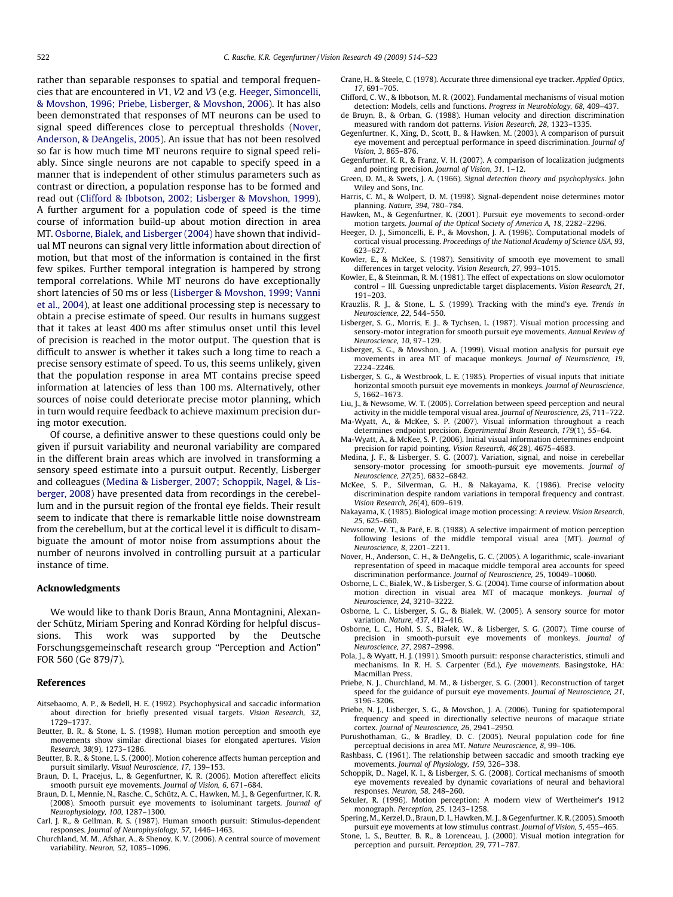rather than separable responses to spatial and temporal frequencies that are encountered in V1, V2 and V3 (e.g. Heeger, Simoncelli, & Movshon, 1996; Priebe, Lisberger, & Movshon, 2006). It has also been demonstrated that responses of MT neurons can be used to signal speed differences close to perceptual thresholds (Nover, Anderson, & DeAngelis, 2005). An issue that has not been resolved so far is how much time MT neurons require to signal speed reliably. Since single neurons are not capable to specify speed in a manner that is independent of other stimulus parameters such as contrast or direction, a population response has to be formed and read out (Clifford & Ibbotson, 2002; Lisberger & Movshon, 1999). A further argument for a population code of speed is the time course of information build-up about motion direction in area MT. Osborne, Bialek, and Lisberger (2004) have shown that individual MT neurons can signal very little information about direction of motion, but that most of the information is contained in the first few spikes. Further temporal integration is hampered by strong temporal correlations. While MT neurons do have exceptionally short latencies of 50 ms or less (Lisberger & Movshon, 1999; Vanni et al., 2004), at least one additional processing step is necessary to obtain a precise estimate of speed. Our results in humans suggest that it takes at least 400 ms after stimulus onset until this level of precision is reached in the motor output. The question that is difficult to answer is whether it takes such a long time to reach a precise sensory estimate of speed. To us, this seems unlikely, given that the population response in area MT contains precise speed information at latencies of less than 100 ms. Alternatively, other sources of noise could deteriorate precise motor planning, which in turn would require feedback to achieve maximum precision during motor execution.

Of course, a definitive answer to these questions could only be given if pursuit variability and neuronal variability are compared in the different brain areas which are involved in transforming a sensory speed estimate into a pursuit output. Recently, Lisberger and colleagues (Medina & Lisberger, 2007; Schoppik, Nagel, & Lisberger, 2008) have presented data from recordings in the cerebellum and in the pursuit region of the frontal eye fields. Their result seem to indicate that there is remarkable little noise downstream from the cerebellum, but at the cortical level it is difficult to disambiguate the amount of motor noise from assumptions about the number of neurons involved in controlling pursuit at a particular instance of time.

## Acknowledgments

We would like to thank Doris Braun, Anna Montagnini, Alexander Schütz, Miriam Spering and Konrad Körding for helpful discussions. This work was supported by the Deutsche Forschungsgemeinschaft research group "Perception and Action" FOR 560 (Ge 879/7).

## References

Aitsebaomo, A. P., & Bedell, H. E. (1992). Psychophysical and saccadic information about direction for briefly presented visual targets. *Vision Research, 32*, 1729–1737.

Beutter, B. R., & Stone, L. S. (1998). Human motion perception and smooth eye movements show similar directional biases for elongated apertures. *Vision Research, 38*(9), 1273–1286.

Beutter, B. R., & Stone, L. S. (2000). Motion coherence affects human perception and pursuit similarly. *Visual Neuroscience, 17*, 139–153.

Braun, D. I., Pracejus, L., & Gegenfurtner, K. R. (2006). Motion aftereffect elicits smooth pursuit eye movements. *Journal of Vision, 6*, 671–684.

Braun, D. I., Mennie, N., Rasche, C., Schütz, A. C., Hawken, M. J., & Gegenfurtner, K. R. (2008). Smooth pursuit eye movements to isoluminant targets. *Journal of Neurophysiology, 100*, 1287–1300.

Carl, J. R., & Gellman, R. S. (1987). Human smooth pursuit: Stimulus-dependent responses. *Journal of Neurophysiology, 57*, 1446–1463.

Churchland, M. M., Afshar, A., & Shenoy, K. V. (2006). A central source of movement variability. *Neuron, 52*, 1085–1096.

Crane, H., & Steele, C. (1978). Accurate three dimensional eye tracker. *Applied Optics, 17*, 691–705.

Clifford, C. W., & Ibbotson, M. R. (2002). Fundamental mechanisms of visual motion detection: Models, cells and functions. *Progress in Neurobiology, 68*, 409–437.

de Bruyn, B., & Orban, G. (1988). Human velocity and direction discrimination measured with random dot patterns. *Vision Research, 28*, 1323–1335.

Gegenfurtner, K., Xing, D., Scott, B., & Hawken, M. (2003). A comparison of pursuit eye movement and perceptual performance in speed discrimination. *Journal of Vision, 3*, 865–876.

Gegenfurtner, K. R., & Franz, V. H. (2007). A comparison of localization judgments and pointing precision. *Journal of Vision, 31*, 1–12.

Green, D. M., & Swets, J. A. (1966). *Signal detection theory and psychophysics*. John Wiley and Sons, Inc.

Harris, C. M., & Wolpert, D. M. (1998). Signal-dependent noise determines motor planning. *Nature, 394*, 780–784.

Hawken, M., & Gegenfurtner, K. (2001). Pursuit eye movements to second-order motion targets. *Journal of the Optical Society of America A, 18*, 2282–2296.

Heeger, D. J., Simoncelli, E. P., & Movshon, J. A. (1996). Computational models of cortical visual processing. *Proceedings of the National Academy of Science USA, 93*, 623–627.

Kowler, E., & McKee, S. (1987). Sensitivity of smooth eye movement to small differences in target velocity. *Vision Research, 27*, 993–1015.

Kowler, E., & Steinman, R. M. (1981). The effect of expectations on slow oculomotor control – III. Guessing unpredictable target displacements. *Vision Research, 21*, 191–203.

Krauzlis, R. J., & Stone, L. S. (1999). Tracking with the mind's eye. *Trends in Neuroscience, 22*, 544–550.

Lisberger, S. G., Morris, E. J., & Tychsen, L. (1987). Visual motion processing and sensory-motor integration for smooth pursuit eye movements. *Annual Review of Neuroscience, 10*, 97–129.

Lisberger, S. G., & Movshon, J. A. (1999). Visual motion analysis for pursuit eye movements in area MT of macaque monkeys. *Journal of Neuroscience, 19*, 2224–2246.

Lisberger, S. G., & Westbrook, L. E. (1985). Properties of visual inputs that initiate horizontal smooth pursuit eye movements in monkeys. *Journal of Neuroscience, 5*, 1662–1673.

Liu, J., & Newsome, W. T. (2005). Correlation between speed perception and neural activity in the middle temporal visual area. *Journal of Neuroscience, 25*, 711–722.

Ma-Wyatt, A., & McKee, S. P. (2007). Visual information throughout a reach determines endpoint precision. *Experimental Brain Research, 179*(1), 55–64.

Ma-Wyatt, A., & McKee, S. P. (2006). Initial visual information determines endpoint precision for rapid pointing. *Vision Research, 46*(28), 4675–4683.

Medina, J. F., & Lisberger, S. G. (2007). Variation, signal, and noise in cerebellar sensory-motor processing for smooth-pursuit eye movements. *Journal of Neuroscience, 27*(25), 6832–6842.

McKee, S. P., Silverman, G. H., & Nakayama, K. (1986). Precise velocity discrimination despite random variations in temporal frequency and contrast. *Vision Research, 26*(4), 609–619.

Nakayama, K. (1985). Biological image motion processing: A review. *Vision Research, 25*, 625–660.

Newsome, W. T., & Paré, E. B. (1988). A selective impairment of motion perception following lesions of the middle temporal visual area (MT). *Journal of Neuroscience, 8*, 2201–2211.

Nover, H., Anderson, C. H., & DeAngelis, G. C. (2005). A logarithmic, scale-invariant representation of speed in macaque middle temporal area accounts for speed discrimination performance. *Journal of Neuroscience, 25*, 10049–10060.

Osborne, L. C., Bialek, W., & Lisberger, S. G. (2004). Time course of information about motion direction in visual area MT of macaque monkeys. *Journal of Neuroscience, 24*, 3210–3222.

Osborne, L. C., Lisberger, S. G., & Bialek, W. (2005). A sensory source for motor variation. *Nature, 437*, 412–416.

Osborne, L. C., Hohl, S. S., Bialek, W., & Lisberger, S. G. (2007). Time course of precision in smooth-pursuit eye movements of monkeys. *Journal of Neuroscience, 27*, 2987–2998.

Pola, J., & Wyatt, H. J. (1991). Smooth pursuit: response characteristics, stimuli and mechanisms. In R. H. S. Carpenter (Ed.), *Eye movements*. Basingstoke, HA: Macmillan Press.

Priebe, N. J., Churchland, M. M., & Lisberger, S. G. (2001). Reconstruction of target speed for the guidance of pursuit eye movements. *Journal of Neuroscience, 21*, 3196–3206.

Priebe, N. J., Lisberger, S. G., & Movshon, J. A. (2006). Tuning for spatiotemporal frequency and speed in directionally selective neurons of macaque striate cortex. *Journal of Neuroscience, 26*, 2941–2950.

Purushothaman, G., & Bradley, D. C. (2005). Neural population code for fine perceptual decisions in area MT. *Nature Neuroscience, 8*, 99–106.

Rashbass, C. (1961). The relationship between saccadic and smooth tracking eye movements. *Journal of Physiology, 159*, 326–338.

Schoppik, D., Nagel, K. I., & Lisberger, S. G. (2008). Cortical mechanisms of smooth eye movements revealed by dynamic covariations of neural and behavioral responses. *Neuron, 58*, 248–260.

Sekuler, R. (1996). Motion perception: A modern view of Wertheimer's 1912 monograph. *Perception, 25*, 1243–1258.

Spering, M., Kerzel, D., Braun, D. I., Hawken, M. J., & Gegenfurtner, K. R. (2005). Smooth pursuit eye movements at low stimulus contrast. *Journal of Vision, 5*, 455–465.

Stone, L. S., Beutter, B. R., & Lorenceau, J. (2000). Visual motion integration for perception and pursuit. *Perception, 29*, 771–787.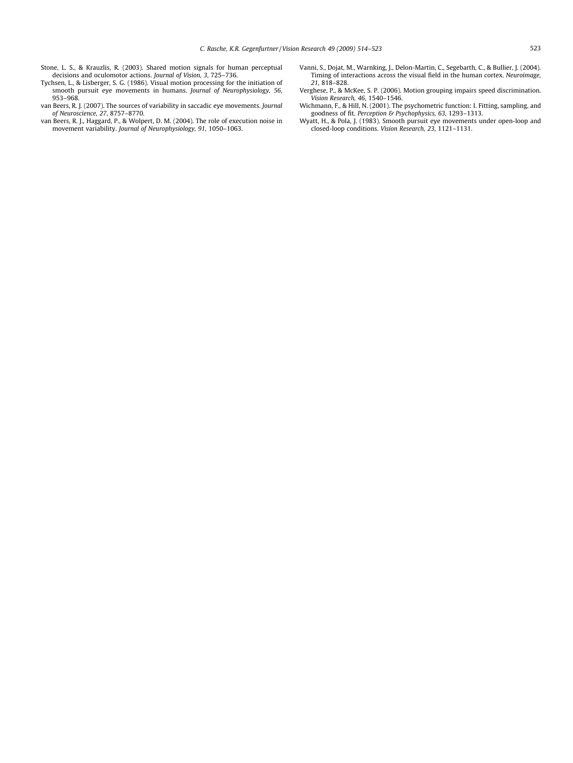Stone, L. S., & Krauzlis, R. (2003). Shared motion signals for human perceptual decisions and oculomotor actions. *Journal of Vision, 3*, 725–736.

Tychsen, L., & Lisberger, S. G. (1986). Visual motion processing for the initiation of smooth pursuit eye movements in humans. *Journal of Neurophysiology, 56*, 953–968.

van Beers, R. J. (2007). The sources of variability in saccadic eye movements. *Journal of Neuroscience, 27*, 8757–8770.

van Beers, R. J., Haggard, P., & Wolpert, D. M. (2004). The role of execution noise in movement variability. *Journal of Neurophysiology, 91*, 1050–1063.

Vanni, S., Dojat, M., Warnking, J., Delon-Martin, C., Segebarth, C., & Bullier, J. (2004). Timing of interactions across the visual field in the human cortex. *Neuroimage, 21*, 818–828.

Verghese, P., & McKee, S. P. (2006). Motion grouping impairs speed discrimination. *Vision Research, 46*, 1540–1546.

Wichmann, F., & Hill, N. (2001). The psychometric function: I. Fitting, sampling, and goodness of fit. *Perception & Psychophysics, 63*, 1293–1313.

Wyatt, H., & Pola, J. (1983). Smooth pursuit eye movements under open-loop and closed-loop conditions. *Vision Research, 23*, 1121–1131.